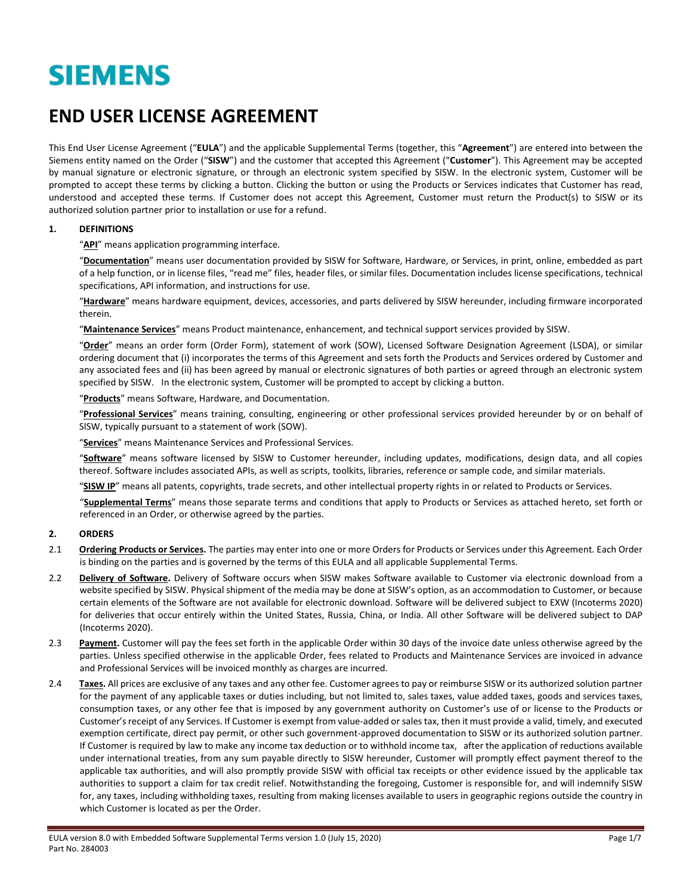SIEMENS

# END USER LICENSE AGREEMENT

This End User License Agreement ("**EULA**") and the applicable Supplemental Terms (together, this "**Agreement**") are entered into between the Siemens entity named on the Order ("**SISW**") and the customer that accepted this Agreement ("**Customer**"). This Agreement may be accepted by manual signature or electronic signature, or through an electronic system specified by SISW. In the electronic system, Customer will be prompted to accept these terms by clicking a button. Clicking the button or using the Products or Services indicates that Customer has read, understood and accepted these terms. If Customer does not accept this Agreement, Customer must return the Product(s) to SISW or its authorized solution partner prior to installation or use for a refund.

## 1. DEFINITIONS

"**API**" means application programming interface.

"**Documentation**" means user documentation provided by SISW for Software, Hardware, or Services, in print, online, embedded as part of a help function, or in license files, "read me" files, header files, or similar files. Documentation includes license specifications, technical specifications, API information, and instructions for use.

"**Hardware**" means hardware equipment, devices, accessories, and parts delivered by SISW hereunder, including firmware incorporated therein.

"**Maintenance Services**" means Product maintenance, enhancement, and technical support services provided by SISW.

"**Order**" means an order form (Order Form), statement of work (SOW), Licensed Software Designation Agreement (LSDA), or similar ordering document that (i) incorporates the terms of this Agreement and sets forth the Products and Services ordered by Customer and any associated fees and (ii) has been agreed by manual or electronic signatures of both parties or agreed through an electronic system specified by SISW. In the electronic system, Customer will be prompted to accept by clicking a button.

"**Products**" means Software, Hardware, and Documentation.

"**Professional Services**" means training, consulting, engineering or other professional services provided hereunder by or on behalf of SISW, typically pursuant to a statement of work (SOW).

"**Services**" means Maintenance Services and Professional Services.

"**Software**" means software licensed by SISW to Customer hereunder, including updates, modifications, design data, and all copies thereof. Software includes associated APIs, as well as scripts, toolkits, libraries, reference or sample code, and similar materials.

"**SISW IP**" means all patents, copyrights, trade secrets, and other intellectual property rights in or related to Products or Services.

"**Supplemental Terms**" means those separate terms and conditions that apply to Products or Services as attached hereto, set forth or referenced in an Order, or otherwise agreed by the parties.

## 2. ORDERS

2.1 **Ordering Products or Services.** The parties may enter into one or more Orders for Products or Services under this Agreement. Each Order is binding on the parties and is governed by the terms of this EULA and all applicable Supplemental Terms.

2.2 **Delivery of Software.** Delivery of Software occurs when SISW makes Software available to Customer via electronic download from a website specified by SISW. Physical shipment of the media may be done at SISW's option, as an accommodation to Customer, or because certain elements of the Software are not available for electronic download. Software will be delivered subject to EXW (Incoterms 2020) for deliveries that occur entirely within the United States, Russia, China, or India. All other Software will be delivered subject to DAP (Incoterms 2020).

2.3 **Payment.** Customer will pay the fees set forth in the applicable Order within 30 days of the invoice date unless otherwise agreed by the parties. Unless specified otherwise in the applicable Order, fees related to Products and Maintenance Services are invoiced in advance and Professional Services will be invoiced monthly as charges are incurred.

2.4 **Taxes.** All prices are exclusive of any taxes and any other fee. Customer agrees to pay or reimburse SISW or its authorized solution partner for the payment of any applicable taxes or duties including, but not limited to, sales taxes, value added taxes, goods and services taxes, consumption taxes, or any other fee that is imposed by any government authority on Customer's use of or license to the Products or Customer's receipt of any Services. If Customer is exempt from value-added or sales tax, then it must provide a valid, timely, and executed exemption certificate, direct pay permit, or other such government-approved documentation to SISW or its authorized solution partner. If Customer is required by law to make any income tax deduction or to withhold income tax, after the application of reductions available under international treaties, from any sum payable directly to SISW hereunder, Customer will promptly effect payment thereof to the applicable tax authorities, and will also promptly provide SISW with official tax receipts or other evidence issued by the applicable tax authorities to support a claim for tax credit relief. Notwithstanding the foregoing, Customer is responsible for, and will indemnify SISW for, any taxes, including withholding taxes, resulting from making licenses available to users in geographic regions outside the country in which Customer is located as per the Order.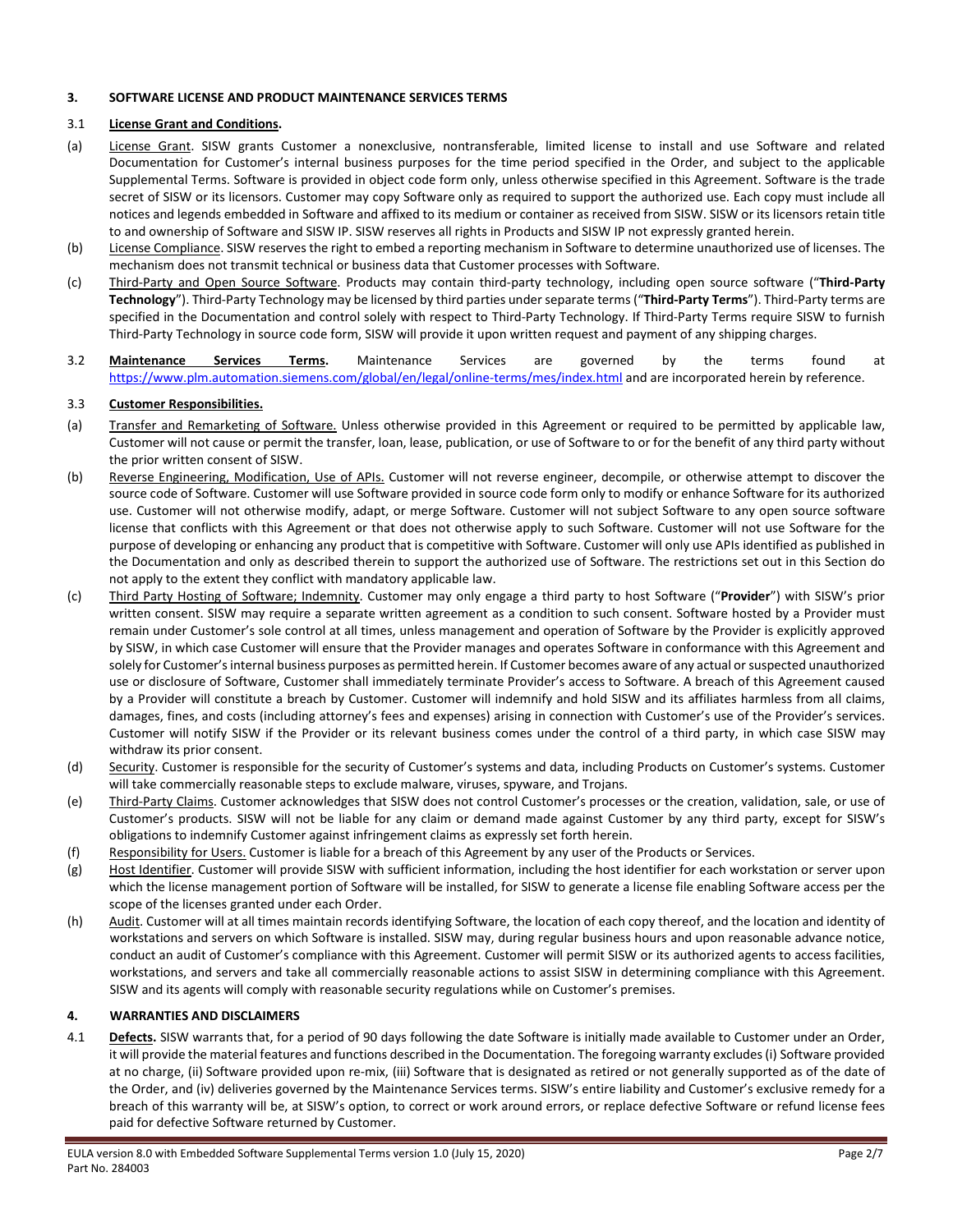## 3. SOFTWARE LICENSE AND PRODUCT MAINTENANCE SERVICES TERMS

### 3.1 License Grant and Conditions.

(a) License Grant. SISW grants Customer a nonexclusive, nontransferable, limited license to install and use Software and related Documentation for Customer's internal business purposes for the time period specified in the Order, and subject to the applicable Supplemental Terms. Software is provided in object code form only, unless otherwise specified in this Agreement. Software is the trade secret of SISW or its licensors. Customer may copy Software only as required to support the authorized use. Each copy must include all notices and legends embedded in Software and affixed to its medium or container as received from SISW. SISW or its licensors retain title to and ownership of Software and SISW IP. SISW reserves all rights in Products and SISW IP not expressly granted herein.

(b) License Compliance. SISW reserves the right to embed a reporting mechanism in Software to determine unauthorized use of licenses. The mechanism does not transmit technical or business data that Customer processes with Software.

(c) Third-Party and Open Source Software. Products may contain third-party technology, including open source software ("**Third-Party Technology**"). Third-Party Technology may be licensed by third parties under separate terms ("**Third-Party Terms**"). Third-Party terms are specified in the Documentation and control solely with respect to Third-Party Technology. If Third-Party Terms require SISW to furnish Third-Party Technology in source code form, SISW will provide it upon written request and payment of any shipping charges.

### 3.2 Maintenance Services Terms.

Maintenance Services are governed by the terms found at https://www.plm.automation.siemens.com/global/en/legal/online-terms/mes/index.html and are incorporated herein by reference.

### 3.3 Customer Responsibilities.

(a) Transfer and Remarketing of Software. Unless otherwise provided in this Agreement or required to be permitted by applicable law, Customer will not cause or permit the transfer, loan, lease, publication, or use of Software to or for the benefit of any third party without the prior written consent of SISW.

(b) Reverse Engineering, Modification, Use of APIs. Customer will not reverse engineer, decompile, or otherwise attempt to discover the source code of Software. Customer will use Software provided in source code form only to modify or enhance Software for its authorized use. Customer will not otherwise modify, adapt, or merge Software. Customer will not subject Software to any open source software license that conflicts with this Agreement or that does not otherwise apply to such Software. Customer will not use Software for the purpose of developing or enhancing any product that is competitive with Software. Customer will only use APIs identified as published in the Documentation and only as described therein to support the authorized use of Software. The restrictions set out in this Section do not apply to the extent they conflict with mandatory applicable law.

(c) Third Party Hosting of Software; Indemnity. Customer may only engage a third party to host Software ("**Provider**") with SISW's prior written consent. SISW may require a separate written agreement as a condition to such consent. Software hosted by a Provider must remain under Customer's sole control at all times, unless management and operation of Software by the Provider is explicitly approved by SISW, in which case Customer will ensure that the Provider manages and operates Software in conformance with this Agreement and solely for Customer's internal business purposes as permitted herein. If Customer becomes aware of any actual or suspected unauthorized use or disclosure of Software, Customer shall immediately terminate Provider's access to Software. A breach of this Agreement caused by a Provider will constitute a breach by Customer. Customer will indemnify and hold SISW and its affiliates harmless from all claims, damages, fines, and costs (including attorney's fees and expenses) arising in connection with Customer's use of the Provider's services. Customer will notify SISW if the Provider or its relevant business comes under the control of a third party, in which case SISW may withdraw its prior consent.

(d) Security. Customer is responsible for the security of Customer's systems and data, including Products on Customer's systems. Customer will take commercially reasonable steps to exclude malware, viruses, spyware, and Trojans.

(e) Third-Party Claims. Customer acknowledges that SISW does not control Customer's processes or the creation, validation, sale, or use of Customer's products. SISW will not be liable for any claim or demand made against Customer by any third party, except for SISW's obligations to indemnify Customer against infringement claims as expressly set forth herein.

(f) Responsibility for Users. Customer is liable for a breach of this Agreement by any user of the Products or Services.

(g) Host Identifier. Customer will provide SISW with sufficient information, including the host identifier for each workstation or server upon which the license management portion of Software will be installed, for SISW to generate a license file enabling Software access per the scope of the licenses granted under each Order.

(h) Audit. Customer will at all times maintain records identifying Software, the location of each copy thereof, and the location and identity of workstations and servers on which Software is installed. SISW may, during regular business hours and upon reasonable advance notice, conduct an audit of Customer's compliance with this Agreement. Customer will permit SISW or its authorized agents to access facilities, workstations, and servers and take all commercially reasonable actions to assist SISW in determining compliance with this Agreement. SISW and its agents will comply with reasonable security regulations while on Customer's premises.

## 4. WARRANTIES AND DISCLAIMERS

4.1 **Defects.** SISW warrants that, for a period of 90 days following the date Software is initially made available to Customer under an Order, it will provide the material features and functions described in the Documentation. The foregoing warranty excludes (i) Software provided at no charge, (ii) Software provided upon re-mix, (iii) Software that is designated as retired or not generally supported as of the date of the Order, and (iv) deliveries governed by the Maintenance Services terms. SISW's entire liability and Customer's exclusive remedy for a breach of this warranty will be, at SISW's option, to correct or work around errors, or replace defective Software or refund license fees paid for defective Software returned by Customer.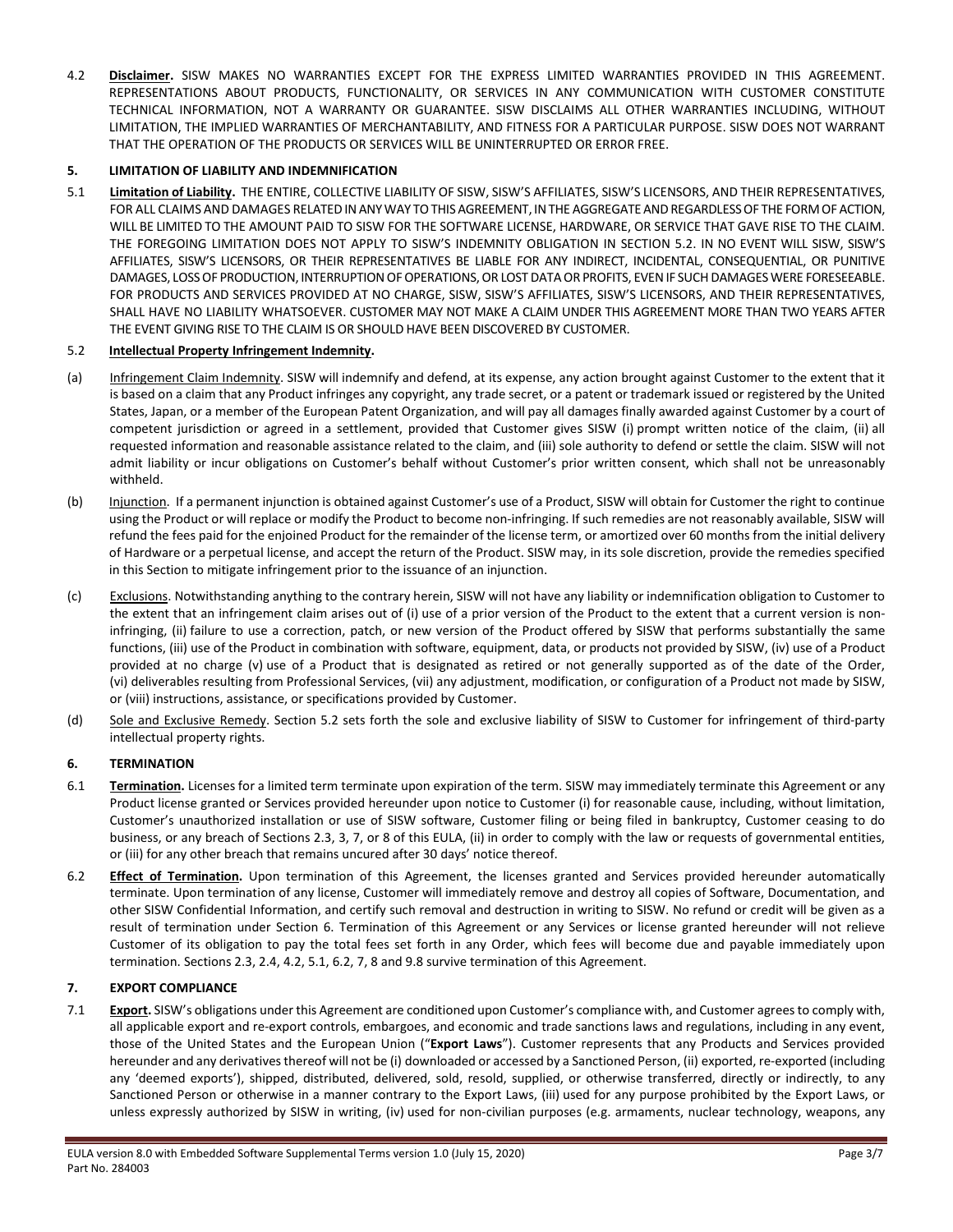4.2 **Disclaimer.** SISW MAKES NO WARRANTIES EXCEPT FOR THE EXPRESS LIMITED WARRANTIES PROVIDED IN THIS AGREEMENT. REPRESENTATIONS ABOUT PRODUCTS, FUNCTIONALITY, OR SERVICES IN ANY COMMUNICATION WITH CUSTOMER CONSTITUTE TECHNICAL INFORMATION, NOT A WARRANTY OR GUARANTEE. SISW DISCLAIMS ALL OTHER WARRANTIES INCLUDING, WITHOUT LIMITATION, THE IMPLIED WARRANTIES OF MERCHANTABILITY, AND FITNESS FOR A PARTICULAR PURPOSE. SISW DOES NOT WARRANT THAT THE OPERATION OF THE PRODUCTS OR SERVICES WILL BE UNINTERRUPTED OR ERROR FREE.

## 5. LIMITATION OF LIABILITY AND INDEMNIFICATION

5.1 **Limitation of Liability.** THE ENTIRE, COLLECTIVE LIABILITY OF SISW, SISW'S AFFILIATES, SISW'S LICENSORS, AND THEIR REPRESENTATIVES, FOR ALL CLAIMS AND DAMAGES RELATED IN ANY WAY TO THIS AGREEMENT, IN THE AGGREGATE AND REGARDLESS OF THE FORM OF ACTION, WILL BE LIMITED TO THE AMOUNT PAID TO SISW FOR THE SOFTWARE LICENSE, HARDWARE, OR SERVICE THAT GAVE RISE TO THE CLAIM. THE FOREGOING LIMITATION DOES NOT APPLY TO SISW'S INDEMNITY OBLIGATION IN SECTION 5.2. IN NO EVENT WILL SISW, SISW'S AFFILIATES, SISW'S LICENSORS, OR THEIR REPRESENTATIVES BE LIABLE FOR ANY INDIRECT, INCIDENTAL, CONSEQUENTIAL, OR PUNITIVE DAMAGES, LOSS OF PRODUCTION, INTERRUPTION OF OPERATIONS, OR LOST DATA OR PROFITS, EVEN IF SUCH DAMAGES WERE FORESEEABLE. FOR PRODUCTS AND SERVICES PROVIDED AT NO CHARGE, SISW, SISW'S AFFILIATES, SISW'S LICENSORS, AND THEIR REPRESENTATIVES, SHALL HAVE NO LIABILITY WHATSOEVER. CUSTOMER MAY NOT MAKE A CLAIM UNDER THIS AGREEMENT MORE THAN TWO YEARS AFTER THE EVENT GIVING RISE TO THE CLAIM IS OR SHOULD HAVE BEEN DISCOVERED BY CUSTOMER.

5.2 **Intellectual Property Infringement Indemnity.**

(a) Infringement Claim Indemnity. SISW will indemnify and defend, at its expense, any action brought against Customer to the extent that it is based on a claim that any Product infringes any copyright, any trade secret, or a patent or trademark issued or registered by the United States, Japan, or a member of the European Patent Organization, and will pay all damages finally awarded against Customer by a court of competent jurisdiction or agreed in a settlement, provided that Customer gives SISW (i) prompt written notice of the claim, (ii) all requested information and reasonable assistance related to the claim, and (iii) sole authority to defend or settle the claim. SISW will not admit liability or incur obligations on Customer's behalf without Customer's prior written consent, which shall not be unreasonably withheld.

(b) Injunction. If a permanent injunction is obtained against Customer's use of a Product, SISW will obtain for Customer the right to continue using the Product or will replace or modify the Product to become non-infringing. If such remedies are not reasonably available, SISW will refund the fees paid for the enjoined Product for the remainder of the license term, or amortized over 60 months from the initial delivery of Hardware or a perpetual license, and accept the return of the Product. SISW may, in its sole discretion, provide the remedies specified in this Section to mitigate infringement prior to the issuance of an injunction.

(c) Exclusions. Notwithstanding anything to the contrary herein, SISW will not have any liability or indemnification obligation to Customer to the extent that an infringement claim arises out of (i) use of a prior version of the Product to the extent that a current version is non-infringing, (ii) failure to use a correction, patch, or new version of the Product offered by SISW that performs substantially the same functions, (iii) use of the Product in combination with software, equipment, data, or products not provided by SISW, (iv) use of a Product provided at no charge (v) use of a Product that is designated as retired or not generally supported as of the date of the Order, (vi) deliverables resulting from Professional Services, (vii) any adjustment, modification, or configuration of a Product not made by SISW, or (viii) instructions, assistance, or specifications provided by Customer.

(d) Sole and Exclusive Remedy. Section 5.2 sets forth the sole and exclusive liability of SISW to Customer for infringement of third-party intellectual property rights.

## 6. TERMINATION

6.1 **Termination.** Licenses for a limited term terminate upon expiration of the term. SISW may immediately terminate this Agreement or any Product license granted or Services provided hereunder upon notice to Customer (i) for reasonable cause, including, without limitation, Customer's unauthorized installation or use of SISW software, Customer filing or being filed in bankruptcy, Customer ceasing to do business, or any breach of Sections 2.3, 3, 7, or 8 of this EULA, (ii) in order to comply with the law or requests of governmental entities, or (iii) for any other breach that remains uncured after 30 days' notice thereof.

6.2 **Effect of Termination.** Upon termination of this Agreement, the licenses granted and Services provided hereunder automatically terminate. Upon termination of any license, Customer will immediately remove and destroy all copies of Software, Documentation, and other SISW Confidential Information, and certify such removal and destruction in writing to SISW. No refund or credit will be given as a result of termination under Section 6. Termination of this Agreement or any Services or license granted hereunder will not relieve Customer of its obligation to pay the total fees set forth in any Order, which fees will become due and payable immediately upon termination. Sections 2.3, 2.4, 4.2, 5.1, 6.2, 7, 8 and 9.8 survive termination of this Agreement.

## 7. EXPORT COMPLIANCE

7.1 **Export.** SISW's obligations under this Agreement are conditioned upon Customer's compliance with, and Customer agrees to comply with, all applicable export and re-export controls, embargoes, and economic and trade sanctions laws and regulations, including in any event, those of the United States and the European Union ("**Export Laws**"). Customer represents that any Products and Services provided hereunder and any derivatives thereof will not be (i) downloaded or accessed by a Sanctioned Person, (ii) exported, re-exported (including any 'deemed exports'), shipped, distributed, delivered, sold, resold, supplied, or otherwise transferred, directly or indirectly, to any Sanctioned Person or otherwise in a manner contrary to the Export Laws, (iii) used for any purpose prohibited by the Export Laws, or unless expressly authorized by SISW in writing, (iv) used for non-civilian purposes (e.g. armaments, nuclear technology, weapons, any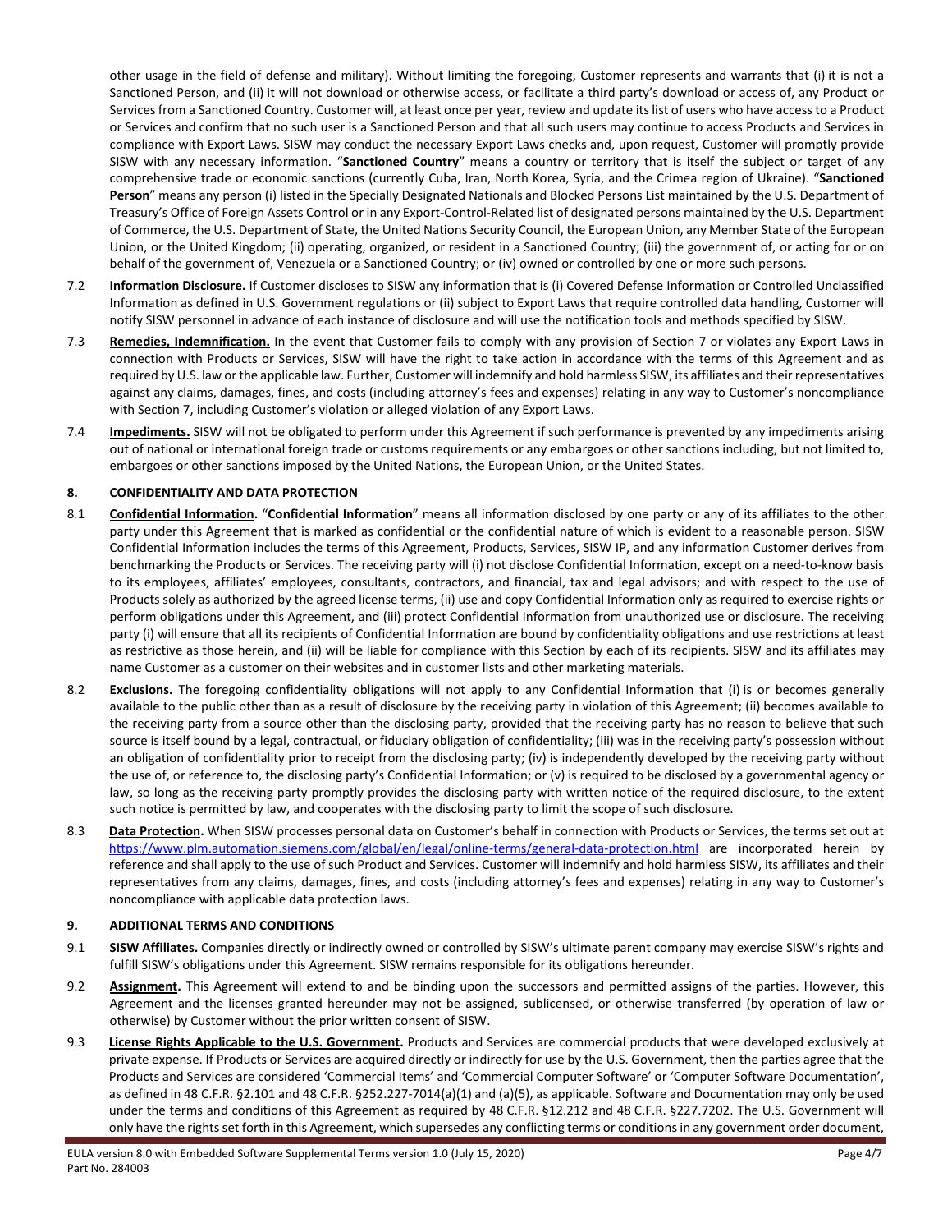other usage in the field of defense and military). Without limiting the foregoing, Customer represents and warrants that (i) it is not a Sanctioned Person, and (ii) it will not download or otherwise access, or facilitate a third party's download or access of, any Product or Services from a Sanctioned Country. Customer will, at least once per year, review and update its list of users who have access to a Product or Services and confirm that no such user is a Sanctioned Person and that all such users may continue to access Products and Services in compliance with Export Laws. SISW may conduct the necessary Export Laws checks and, upon request, Customer will promptly provide SISW with any necessary information. "**Sanctioned Country**" means a country or territory that is itself the subject or target of any comprehensive trade or economic sanctions (currently Cuba, Iran, North Korea, Syria, and the Crimea region of Ukraine). "**Sanctioned Person**" means any person (i) listed in the Specially Designated Nationals and Blocked Persons List maintained by the U.S. Department of Treasury's Office of Foreign Assets Control or in any Export-Control-Related list of designated persons maintained by the U.S. Department of Commerce, the U.S. Department of State, the United Nations Security Council, the European Union, any Member State of the European Union, or the United Kingdom; (ii) operating, organized, or resident in a Sanctioned Country; (iii) the government of, or acting for or on behalf of the government of, Venezuela or a Sanctioned Country; or (iv) owned or controlled by one or more such persons.

7.2 **Information Disclosure.** If Customer discloses to SISW any information that is (i) Covered Defense Information or Controlled Unclassified Information as defined in U.S. Government regulations or (ii) subject to Export Laws that require controlled data handling, Customer will notify SISW personnel in advance of each instance of disclosure and will use the notification tools and methods specified by SISW.

7.3 **Remedies, Indemnification.** In the event that Customer fails to comply with any provision of Section 7 or violates any Export Laws in connection with Products or Services, SISW will have the right to take action in accordance with the terms of this Agreement and as required by U.S. law or the applicable law. Further, Customer will indemnify and hold harmless SISW, its affiliates and their representatives against any claims, damages, fines, and costs (including attorney's fees and expenses) relating in any way to Customer's noncompliance with Section 7, including Customer's violation or alleged violation of any Export Laws.

7.4 **Impediments.** SISW will not be obligated to perform under this Agreement if such performance is prevented by any impediments arising out of national or international foreign trade or customs requirements or any embargoes or other sanctions including, but not limited to, embargoes or other sanctions imposed by the United Nations, the European Union, or the United States.

## 8. CONFIDENTIALITY AND DATA PROTECTION

8.1 **Confidential Information.** "**Confidential Information**" means all information disclosed by one party or any of its affiliates to the other party under this Agreement that is marked as confidential or the confidential nature of which is evident to a reasonable person. SISW Confidential Information includes the terms of this Agreement, Products, Services, SISW IP, and any information Customer derives from benchmarking the Products or Services. The receiving party will (i) not disclose Confidential Information, except on a need-to-know basis to its employees, affiliates' employees, consultants, contractors, and financial, tax and legal advisors; and with respect to the use of Products solely as authorized by the agreed license terms, (ii) use and copy Confidential Information only as required to exercise rights or perform obligations under this Agreement, and (iii) protect Confidential Information from unauthorized use or disclosure. The receiving party (i) will ensure that all its recipients of Confidential Information are bound by confidentiality obligations and use restrictions at least as restrictive as those herein, and (ii) will be liable for compliance with this Section by each of its recipients. SISW and its affiliates may name Customer as a customer on their websites and in customer lists and other marketing materials.

8.2 **Exclusions.** The foregoing confidentiality obligations will not apply to any Confidential Information that (i) is or becomes generally available to the public other than as a result of disclosure by the receiving party in violation of this Agreement; (ii) becomes available to the receiving party from a source other than the disclosing party, provided that the receiving party has no reason to believe that such source is itself bound by a legal, contractual, or fiduciary obligation of confidentiality; (iii) was in the receiving party's possession without an obligation of confidentiality prior to receipt from the disclosing party; (iv) is independently developed by the receiving party without the use of, or reference to, the disclosing party's Confidential Information; or (v) is required to be disclosed by a governmental agency or law, so long as the receiving party promptly provides the disclosing party with written notice of the required disclosure, to the extent such notice is permitted by law, and cooperates with the disclosing party to limit the scope of such disclosure.

8.3 **Data Protection.** When SISW processes personal data on Customer's behalf in connection with Products or Services, the terms set out at https://www.plm.automation.siemens.com/global/en/legal/online-terms/general-data-protection.html are incorporated herein by reference and shall apply to the use of such Product and Services. Customer will indemnify and hold harmless SISW, its affiliates and their representatives from any claims, damages, fines, and costs (including attorney's fees and expenses) relating in any way to Customer's noncompliance with applicable data protection laws.

## 9. ADDITIONAL TERMS AND CONDITIONS

9.1 **SISW Affiliates.** Companies directly or indirectly owned or controlled by SISW's ultimate parent company may exercise SISW's rights and fulfill SISW's obligations under this Agreement. SISW remains responsible for its obligations hereunder.

9.2 **Assignment.** This Agreement will extend to and be binding upon the successors and permitted assigns of the parties. However, this Agreement and the licenses granted hereunder may not be assigned, sublicensed, or otherwise transferred (by operation of law or otherwise) by Customer without the prior written consent of SISW.

9.3 **License Rights Applicable to the U.S. Government.** Products and Services are commercial products that were developed exclusively at private expense. If Products or Services are acquired directly or indirectly for use by the U.S. Government, then the parties agree that the Products and Services are considered 'Commercial Items' and 'Commercial Computer Software' or 'Computer Software Documentation', as defined in 48 C.F.R. §2.101 and 48 C.F.R. §252.227-7014(a)(1) and (a)(5), as applicable. Software and Documentation may only be used under the terms and conditions of this Agreement as required by 48 C.F.R. §12.212 and 48 C.F.R. §227.7202. The U.S. Government will only have the rights set forth in this Agreement, which supersedes any conflicting terms or conditions in any government order document,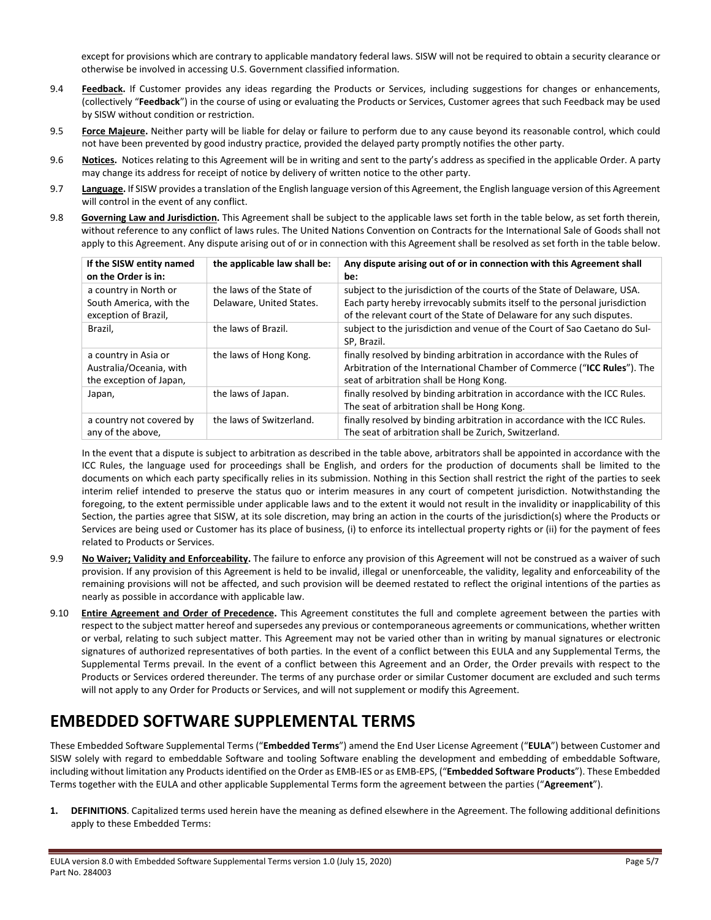except for provisions which are contrary to applicable mandatory federal laws. SISW will not be required to obtain a security clearance or otherwise be involved in accessing U.S. Government classified information.

9.4 **Feedback.** If Customer provides any ideas regarding the Products or Services, including suggestions for changes or enhancements, (collectively "**Feedback**") in the course of using or evaluating the Products or Services, Customer agrees that such Feedback may be used by SISW without condition or restriction.

9.5 **Force Majeure.** Neither party will be liable for delay or failure to perform due to any cause beyond its reasonable control, which could not have been prevented by good industry practice, provided the delayed party promptly notifies the other party.

9.6 **Notices.** Notices relating to this Agreement will be in writing and sent to the party's address as specified in the applicable Order. A party may change its address for receipt of notice by delivery of written notice to the other party.

9.7 **Language.** If SISW provides a translation of the English language version of this Agreement, the English language version of this Agreement will control in the event of any conflict.

9.8 **Governing Law and Jurisdiction.** This Agreement shall be subject to the applicable laws set forth in the table below, as set forth therein, without reference to any conflict of laws rules. The United Nations Convention on Contracts for the International Sale of Goods shall not apply to this Agreement. Any dispute arising out of or in connection with this Agreement shall be resolved as set forth in the table below.

| If the SISW entity named on the Order is in: | the applicable law shall be: | Any dispute arising out of or in connection with this Agreement shall be: |
|---|---|---|
| a country in North or South America, with the exception of Brazil, | the laws of the State of Delaware, United States. | subject to the jurisdiction of the courts of the State of Delaware, USA. Each party hereby irrevocably submits itself to the personal jurisdiction of the relevant court of the State of Delaware for any such disputes. |
| Brazil, | the laws of Brazil. | subject to the jurisdiction and venue of the Court of Sao Caetano do Sul-SP, Brazil. |
| a country in Asia or Australia/Oceania, with the exception of Japan, | the laws of Hong Kong. | finally resolved by binding arbitration in accordance with the Rules of Arbitration of the International Chamber of Commerce ("**ICC Rules**"). The seat of arbitration shall be Hong Kong. |
| Japan, | the laws of Japan. | finally resolved by binding arbitration in accordance with the ICC Rules. The seat of arbitration shall be Hong Kong. |
| a country not covered by any of the above, | the laws of Switzerland. | finally resolved by binding arbitration in accordance with the ICC Rules. The seat of arbitration shall be Zurich, Switzerland. |

In the event that a dispute is subject to arbitration as described in the table above, arbitrators shall be appointed in accordance with the ICC Rules, the language used for proceedings shall be English, and orders for the production of documents shall be limited to the documents on which each party specifically relies in its submission. Nothing in this Section shall restrict the right of the parties to seek interim relief intended to preserve the status quo or interim measures in any court of competent jurisdiction. Notwithstanding the foregoing, to the extent permissible under applicable laws and to the extent it would not result in the invalidity or inapplicability of this Section, the parties agree that SISW, at its sole discretion, may bring an action in the courts of the jurisdiction(s) where the Products or Services are being used or Customer has its place of business, (i) to enforce its intellectual property rights or (ii) for the payment of fees related to Products or Services.

9.9 **No Waiver; Validity and Enforceability.** The failure to enforce any provision of this Agreement will not be construed as a waiver of such provision. If any provision of this Agreement is held to be invalid, illegal or unenforceable, the validity, legality and enforceability of the remaining provisions will not be affected, and such provision will be deemed restated to reflect the original intentions of the parties as nearly as possible in accordance with applicable law.

9.10 **Entire Agreement and Order of Precedence.** This Agreement constitutes the full and complete agreement between the parties with respect to the subject matter hereof and supersedes any previous or contemporaneous agreements or communications, whether written or verbal, relating to such subject matter. This Agreement may not be varied other than in writing by manual signatures or electronic signatures of authorized representatives of both parties. In the event of a conflict between this EULA and any Supplemental Terms, the Supplemental Terms prevail. In the event of a conflict between this Agreement and an Order, the Order prevails with respect to the Products or Services ordered thereunder. The terms of any purchase order or similar Customer document are excluded and such terms will not apply to any Order for Products or Services, and will not supplement or modify this Agreement.

# EMBEDDED SOFTWARE SUPPLEMENTAL TERMS

These Embedded Software Supplemental Terms ("**Embedded Terms**") amend the End User License Agreement ("**EULA**") between Customer and SISW solely with regard to embeddable Software and tooling Software enabling the development and embedding of embeddable Software, including without limitation any Products identified on the Order as EMB-IES or as EMB-EPS, ("**Embedded Software Products**"). These Embedded Terms together with the EULA and other applicable Supplemental Terms form the agreement between the parties ("**Agreement**").

1. **DEFINITIONS**. Capitalized terms used herein have the meaning as defined elsewhere in the Agreement. The following additional definitions apply to these Embedded Terms: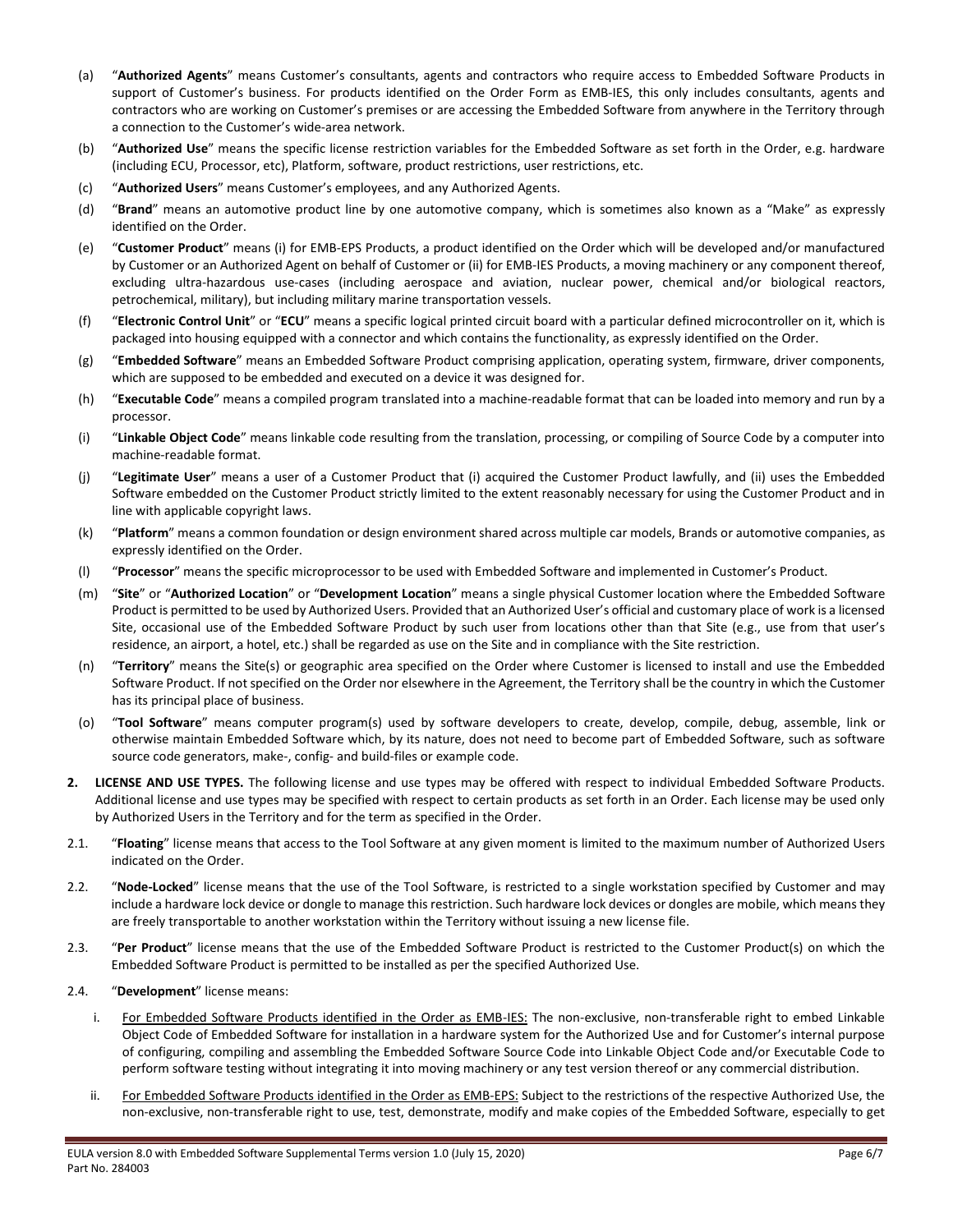(a) "**Authorized Agents**" means Customer's consultants, agents and contractors who require access to Embedded Software Products in support of Customer's business. For products identified on the Order Form as EMB-IES, this only includes consultants, agents and contractors who are working on Customer's premises or are accessing the Embedded Software from anywhere in the Territory through a connection to the Customer's wide-area network.

(b) "**Authorized Use**" means the specific license restriction variables for the Embedded Software as set forth in the Order, e.g. hardware (including ECU, Processor, etc), Platform, software, product restrictions, user restrictions, etc.

(c) "**Authorized Users**" means Customer's employees, and any Authorized Agents.

(d) "**Brand**" means an automotive product line by one automotive company, which is sometimes also known as a "Make" as expressly identified on the Order.

(e) "**Customer Product**" means (i) for EMB-EPS Products, a product identified on the Order which will be developed and/or manufactured by Customer or an Authorized Agent on behalf of Customer or (ii) for EMB-IES Products, a moving machinery or any component thereof, excluding ultra-hazardous use-cases (including aerospace and aviation, nuclear power, chemical and/or biological reactors, petrochemical, military), but including military marine transportation vessels.

(f) "**Electronic Control Unit**" or "**ECU**" means a specific logical printed circuit board with a particular defined microcontroller on it, which is packaged into housing equipped with a connector and which contains the functionality, as expressly identified on the Order.

(g) "**Embedded Software**" means an Embedded Software Product comprising application, operating system, firmware, driver components, which are supposed to be embedded and executed on a device it was designed for.

(h) "**Executable Code**" means a compiled program translated into a machine-readable format that can be loaded into memory and run by a processor.

(i) "**Linkable Object Code**" means linkable code resulting from the translation, processing, or compiling of Source Code by a computer into machine-readable format.

(j) "**Legitimate User**" means a user of a Customer Product that (i) acquired the Customer Product lawfully, and (ii) uses the Embedded Software embedded on the Customer Product strictly limited to the extent reasonably necessary for using the Customer Product and in line with applicable copyright laws.

(k) "**Platform**" means a common foundation or design environment shared across multiple car models, Brands or automotive companies, as expressly identified on the Order.

(l) "**Processor**" means the specific microprocessor to be used with Embedded Software and implemented in Customer's Product.

(m) "**Site**" or "**Authorized Location**" or "**Development Location**" means a single physical Customer location where the Embedded Software Product is permitted to be used by Authorized Users. Provided that an Authorized User's official and customary place of work is a licensed Site, occasional use of the Embedded Software Product by such user from locations other than that Site (e.g., use from that user's residence, an airport, a hotel, etc.) shall be regarded as use on the Site and in compliance with the Site restriction.

(n) "**Territory**" means the Site(s) or geographic area specified on the Order where Customer is licensed to install and use the Embedded Software Product. If not specified on the Order nor elsewhere in the Agreement, the Territory shall be the country in which the Customer has its principal place of business.

(o) "**Tool Software**" means computer program(s) used by software developers to create, develop, compile, debug, assemble, link or otherwise maintain Embedded Software which, by its nature, does not need to become part of Embedded Software, such as software source code generators, make-, config- and build-files or example code.

**2. LICENSE AND USE TYPES.** The following license and use types may be offered with respect to individual Embedded Software Products. Additional license and use types may be specified with respect to certain products as set forth in an Order. Each license may be used only by Authorized Users in the Territory and for the term as specified in the Order.

2.1. "**Floating**" license means that access to the Tool Software at any given moment is limited to the maximum number of Authorized Users indicated on the Order.

2.2. "**Node-Locked**" license means that the use of the Tool Software, is restricted to a single workstation specified by Customer and may include a hardware lock device or dongle to manage this restriction. Such hardware lock devices or dongles are mobile, which means they are freely transportable to another workstation within the Territory without issuing a new license file.

2.3. "**Per Product**" license means that the use of the Embedded Software Product is restricted to the Customer Product(s) on which the Embedded Software Product is permitted to be installed as per the specified Authorized Use.

2.4. "**Development**" license means:

i. For Embedded Software Products identified in the Order as EMB-IES: The non-exclusive, non-transferable right to embed Linkable Object Code of Embedded Software for installation in a hardware system for the Authorized Use and for Customer's internal purpose of configuring, compiling and assembling the Embedded Software Source Code into Linkable Object Code and/or Executable Code to perform software testing without integrating it into moving machinery or any test version thereof or any commercial distribution.

ii. For Embedded Software Products identified in the Order as EMB-EPS: Subject to the restrictions of the respective Authorized Use, the non-exclusive, non-transferable right to use, test, demonstrate, modify and make copies of the Embedded Software, especially to get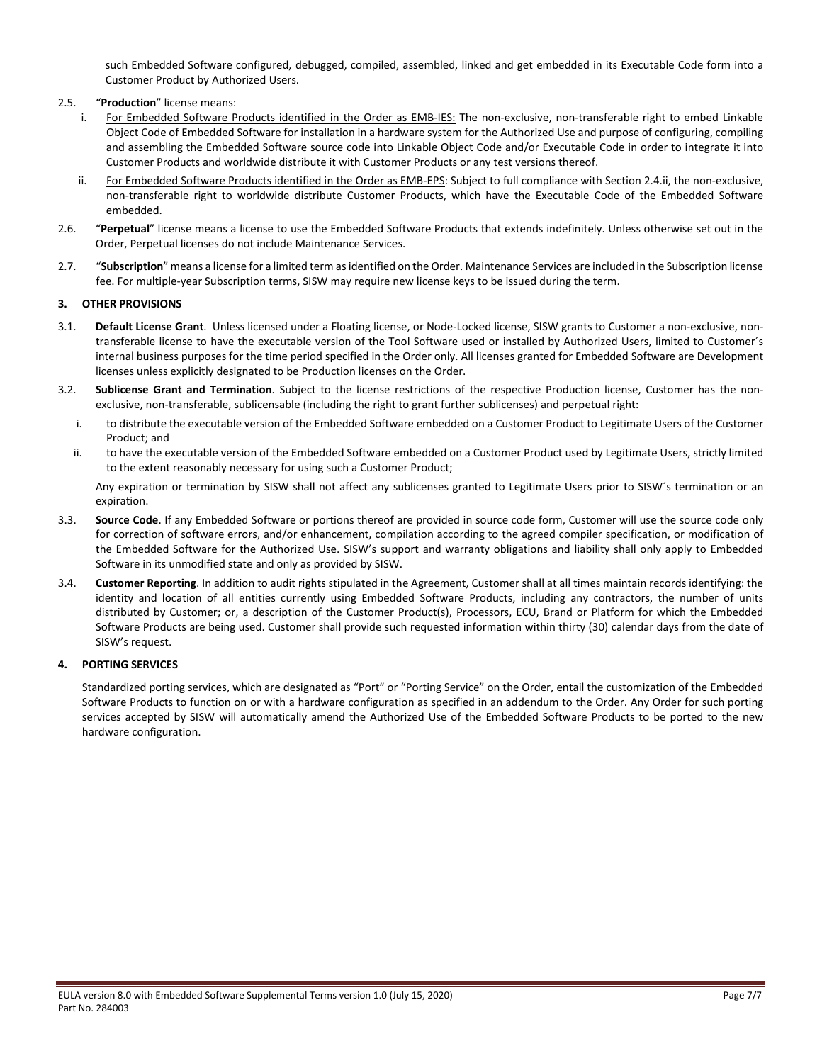such Embedded Software configured, debugged, compiled, assembled, linked and get embedded in its Executable Code form into a Customer Product by Authorized Users.

2.5. "**Production**" license means:

i. For Embedded Software Products identified in the Order as EMB-IES: The non-exclusive, non-transferable right to embed Linkable Object Code of Embedded Software for installation in a hardware system for the Authorized Use and purpose of configuring, compiling and assembling the Embedded Software source code into Linkable Object Code and/or Executable Code in order to integrate it into Customer Products and worldwide distribute it with Customer Products or any test versions thereof.

ii. For Embedded Software Products identified in the Order as EMB-EPS: Subject to full compliance with Section 2.4.ii, the non-exclusive, non-transferable right to worldwide distribute Customer Products, which have the Executable Code of the Embedded Software embedded.

2.6. "**Perpetual**" license means a license to use the Embedded Software Products that extends indefinitely. Unless otherwise set out in the Order, Perpetual licenses do not include Maintenance Services.

2.7. "**Subscription**" means a license for a limited term as identified on the Order. Maintenance Services are included in the Subscription license fee. For multiple-year Subscription terms, SISW may require new license keys to be issued during the term.

**3. OTHER PROVISIONS**

3.1. **Default License Grant**. Unless licensed under a Floating license, or Node-Locked license, SISW grants to Customer a non-exclusive, non-transferable license to have the executable version of the Tool Software used or installed by Authorized Users, limited to Customer´s internal business purposes for the time period specified in the Order only. All licenses granted for Embedded Software are Development licenses unless explicitly designated to be Production licenses on the Order.

3.2. **Sublicense Grant and Termination**. Subject to the license restrictions of the respective Production license, Customer has the non-exclusive, non-transferable, sublicensable (including the right to grant further sublicenses) and perpetual right:

i. to distribute the executable version of the Embedded Software embedded on a Customer Product to Legitimate Users of the Customer Product; and

ii. to have the executable version of the Embedded Software embedded on a Customer Product used by Legitimate Users, strictly limited to the extent reasonably necessary for using such a Customer Product;

Any expiration or termination by SISW shall not affect any sublicenses granted to Legitimate Users prior to SISW´s termination or an expiration.

3.3. **Source Code**. If any Embedded Software or portions thereof are provided in source code form, Customer will use the source code only for correction of software errors, and/or enhancement, compilation according to the agreed compiler specification, or modification of the Embedded Software for the Authorized Use. SISW's support and warranty obligations and liability shall only apply to Embedded Software in its unmodified state and only as provided by SISW.

3.4. **Customer Reporting**. In addition to audit rights stipulated in the Agreement, Customer shall at all times maintain records identifying: the identity and location of all entities currently using Embedded Software Products, including any contractors, the number of units distributed by Customer; or, a description of the Customer Product(s), Processors, ECU, Brand or Platform for which the Embedded Software Products are being used. Customer shall provide such requested information within thirty (30) calendar days from the date of SISW's request.

**4. PORTING SERVICES**

Standardized porting services, which are designated as "Port" or "Porting Service" on the Order, entail the customization of the Embedded Software Products to function on or with a hardware configuration as specified in an addendum to the Order. Any Order for such porting services accepted by SISW will automatically amend the Authorized Use of the Embedded Software Products to be ported to the new hardware configuration.